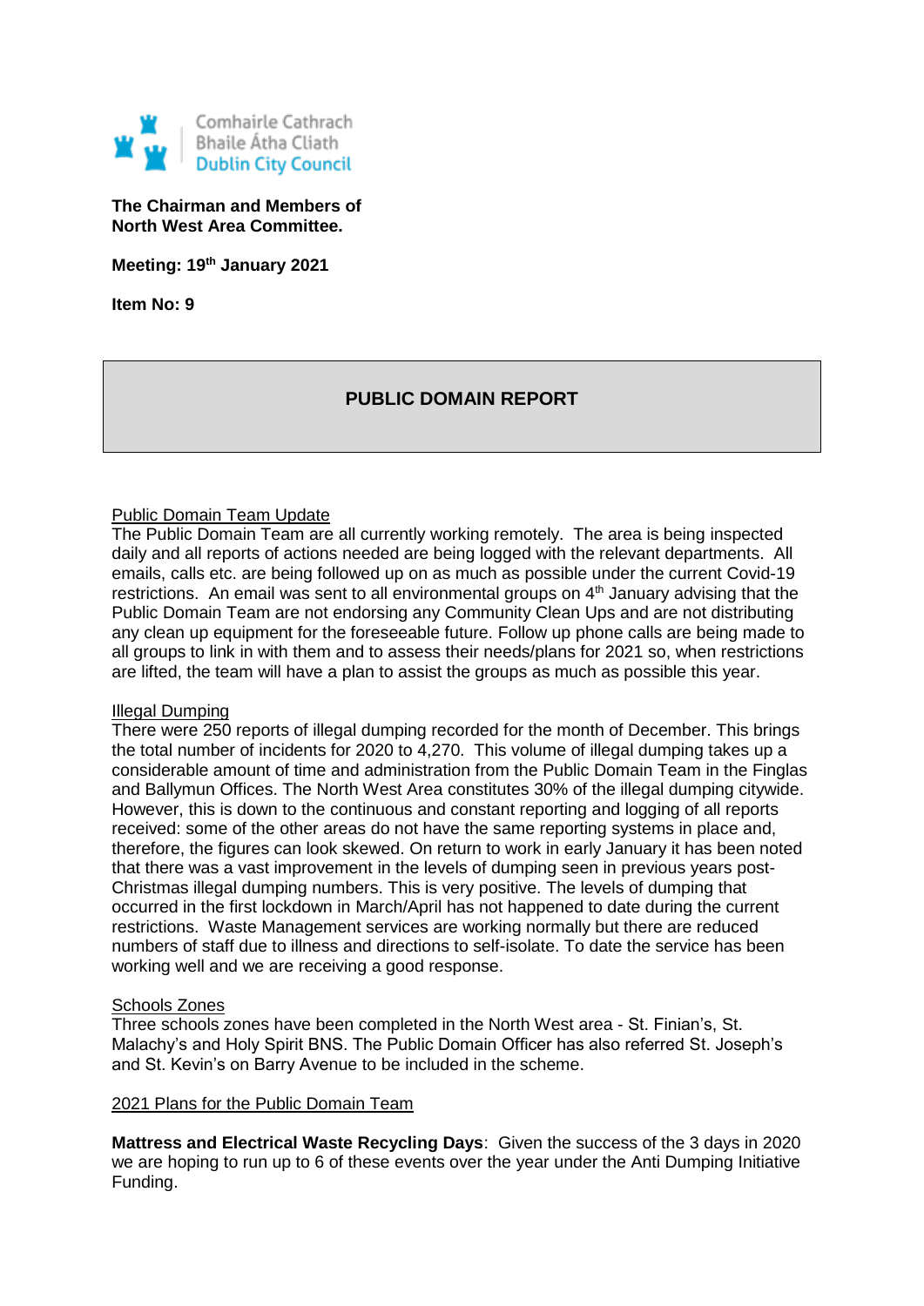Comhairle Cathrach
Bhaile Átha Cliath
Dublin City Council

**The Chairman and Members of**
**North West Area Committee.**

**Meeting: 19th January 2021**

**Item No: 9**

## PUBLIC DOMAIN REPORT

Public Domain Team Update

The Public Domain Team are all currently working remotely. The area is being inspected daily and all reports of actions needed are being logged with the relevant departments. All emails, calls etc. are being followed up on as much as possible under the current Covid-19 restrictions. An email was sent to all environmental groups on 4th January advising that the Public Domain Team are not endorsing any Community Clean Ups and are not distributing any clean up equipment for the foreseeable future. Follow up phone calls are being made to all groups to link in with them and to assess their needs/plans for 2021 so, when restrictions are lifted, the team will have a plan to assist the groups as much as possible this year.

Illegal Dumping

There were 250 reports of illegal dumping recorded for the month of December. This brings the total number of incidents for 2020 to 4,270. This volume of illegal dumping takes up a considerable amount of time and administration from the Public Domain Team in the Finglas and Ballymun Offices. The North West Area constitutes 30% of the illegal dumping citywide. However, this is down to the continuous and constant reporting and logging of all reports received: some of the other areas do not have the same reporting systems in place and, therefore, the figures can look skewed. On return to work in early January it has been noted that there was a vast improvement in the levels of dumping seen in previous years post-Christmas illegal dumping numbers. This is very positive. The levels of dumping that occurred in the first lockdown in March/April has not happened to date during the current restrictions. Waste Management services are working normally but there are reduced numbers of staff due to illness and directions to self-isolate. To date the service has been working well and we are receiving a good response.

Schools Zones

Three schools zones have been completed in the North West area - St. Finian's, St. Malachy's and Holy Spirit BNS. The Public Domain Officer has also referred St. Joseph's and St. Kevin's on Barry Avenue to be included in the scheme.

2021 Plans for the Public Domain Team

**Mattress and Electrical Waste Recycling Days**: Given the success of the 3 days in 2020 we are hoping to run up to 6 of these events over the year under the Anti Dumping Initiative Funding.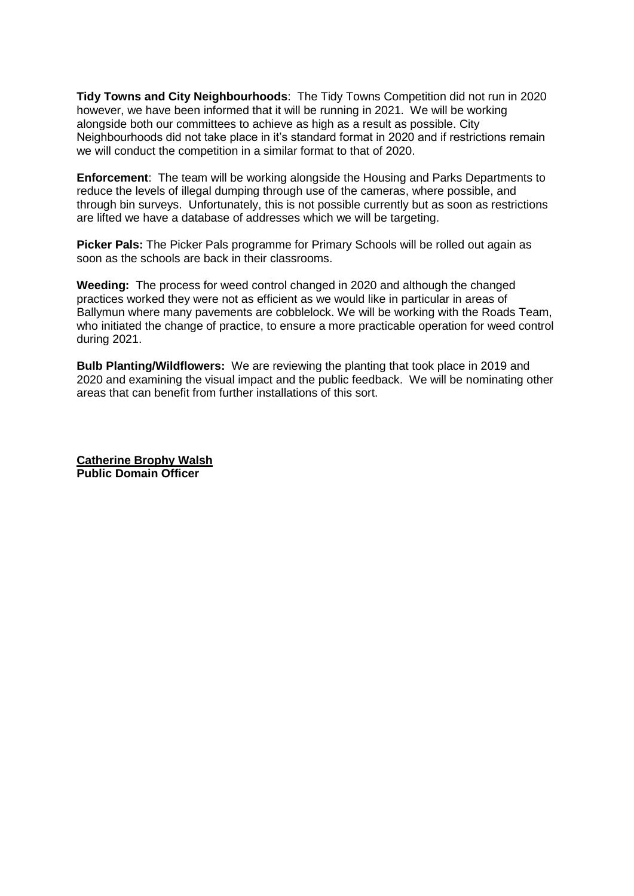**Tidy Towns and City Neighbourhoods**: The Tidy Towns Competition did not run in 2020 however, we have been informed that it will be running in 2021. We will be working alongside both our committees to achieve as high as a result as possible. City Neighbourhoods did not take place in it's standard format in 2020 and if restrictions remain we will conduct the competition in a similar format to that of 2020.

**Enforcement**: The team will be working alongside the Housing and Parks Departments to reduce the levels of illegal dumping through use of the cameras, where possible, and through bin surveys. Unfortunately, this is not possible currently but as soon as restrictions are lifted we have a database of addresses which we will be targeting.

**Picker Pals:** The Picker Pals programme for Primary Schools will be rolled out again as soon as the schools are back in their classrooms.

**Weeding:** The process for weed control changed in 2020 and although the changed practices worked they were not as efficient as we would like in particular in areas of Ballymun where many pavements are cobblelock. We will be working with the Roads Team, who initiated the change of practice, to ensure a more practicable operation for weed control during 2021.

**Bulb Planting/Wildflowers:** We are reviewing the planting that took place in 2019 and 2020 and examining the visual impact and the public feedback. We will be nominating other areas that can benefit from further installations of this sort.

**Catherine Brophy Walsh**
**Public Domain Officer**